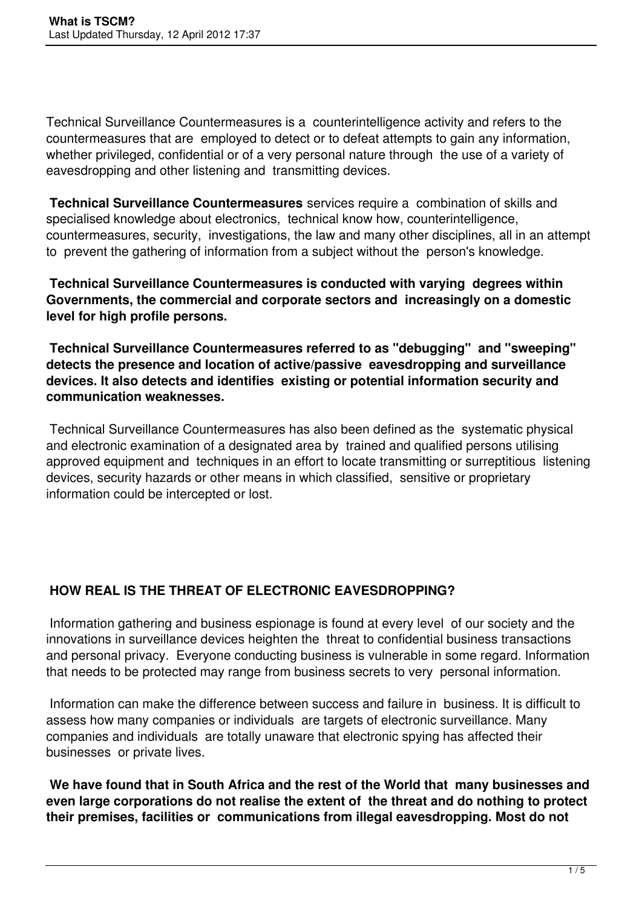Technical Surveillance Countermeasures is a counterintelligence activity and refers to the countermeasures that are employed to detect or to defeat attempts to gain any information, whether privileged, confidential or of a very personal nature through the use of a variety of eavesdropping and other listening and transmitting devices.

**Technical Surveillance Countermeasures** services require a combination of skills and specialised knowledge about electronics, technical know how, counterintelligence, countermeasures, security, investigations, the law and many other disciplines, all in an attempt to prevent the gathering of information from a subject without the person's knowledge.

**Technical Surveillance Countermeasures is conducted with varying degrees within Governments, the commercial and corporate sectors and increasingly on a domestic level for high profile persons.**

**Technical Surveillance Countermeasures referred to as "debugging" and "sweeping" detects the presence and location of active/passive eavesdropping and surveillance devices. It also detects and identifies existing or potential information security and communication weaknesses.**

Technical Surveillance Countermeasures has also been defined as the systematic physical and electronic examination of a designated area by trained and qualified persons utilising approved equipment and techniques in an effort to locate transmitting or surreptitious listening devices, security hazards or other means in which classified, sensitive or proprietary information could be intercepted or lost.

## HOW REAL IS THE THREAT OF ELECTRONIC EAVESDROPPING?

Information gathering and business espionage is found at every level of our society and the innovations in surveillance devices heighten the threat to confidential business transactions and personal privacy. Everyone conducting business is vulnerable in some regard. Information that needs to be protected may range from business secrets to very personal information.

Information can make the difference between success and failure in business. It is difficult to assess how many companies or individuals are targets of electronic surveillance. Many companies and individuals are totally unaware that electronic spying has affected their businesses or private lives.

**We have found that in South Africa and the rest of the World that many businesses and even large corporations do not realise the extent of the threat and do nothing to protect their premises, facilities or communications from illegal eavesdropping. Most do not**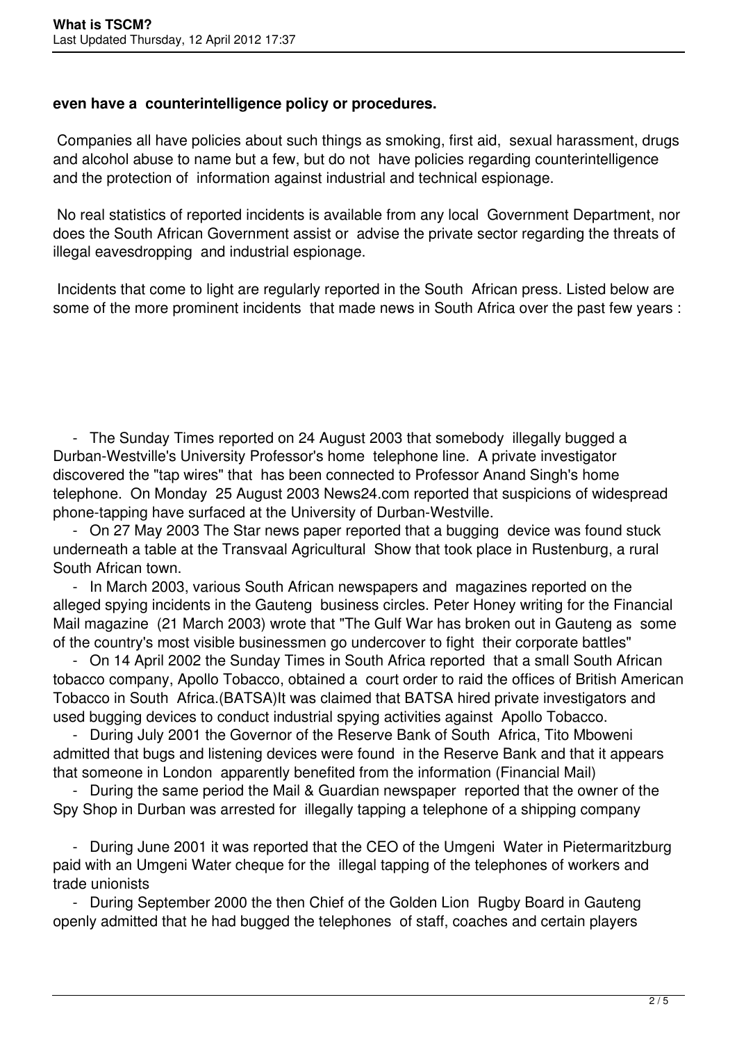**even have a counterintelligence policy or procedures.**

Companies all have policies about such things as smoking, first aid, sexual harassment, drugs and alcohol abuse to name but a few, but do not have policies regarding counterintelligence and the protection of information against industrial and technical espionage.

No real statistics of reported incidents is available from any local Government Department, nor does the South African Government assist or advise the private sector regarding the threats of illegal eavesdropping and industrial espionage.

Incidents that come to light are regularly reported in the South African press. Listed below are some of the more prominent incidents that made news in South Africa over the past few years :

- The Sunday Times reported on 24 August 2003 that somebody illegally bugged a Durban-Westville's University Professor's home telephone line. A private investigator discovered the "tap wires" that has been connected to Professor Anand Singh's home telephone. On Monday 25 August 2003 News24.com reported that suspicions of widespread phone-tapping have surfaced at the University of Durban-Westville.
- On 27 May 2003 The Star news paper reported that a bugging device was found stuck underneath a table at the Transvaal Agricultural Show that took place in Rustenburg, a rural South African town.
- In March 2003, various South African newspapers and magazines reported on the alleged spying incidents in the Gauteng business circles. Peter Honey writing for the Financial Mail magazine (21 March 2003) wrote that "The Gulf War has broken out in Gauteng as some of the country's most visible businessmen go undercover to fight their corporate battles"
- On 14 April 2002 the Sunday Times in South Africa reported that a small South African tobacco company, Apollo Tobacco, obtained a court order to raid the offices of British American Tobacco in South Africa.(BATSA)It was claimed that BATSA hired private investigators and used bugging devices to conduct industrial spying activities against Apollo Tobacco.
- During July 2001 the Governor of the Reserve Bank of South Africa, Tito Mboweni admitted that bugs and listening devices were found in the Reserve Bank and that it appears that someone in London apparently benefited from the information (Financial Mail)
- During the same period the Mail & Guardian newspaper reported that the owner of the Spy Shop in Durban was arrested for illegally tapping a telephone of a shipping company
- During June 2001 it was reported that the CEO of the Umgeni Water in Pietermaritzburg paid with an Umgeni Water cheque for the illegal tapping of the telephones of workers and trade unionists
- During September 2000 the then Chief of the Golden Lion Rugby Board in Gauteng openly admitted that he had bugged the telephones of staff, coaches and certain players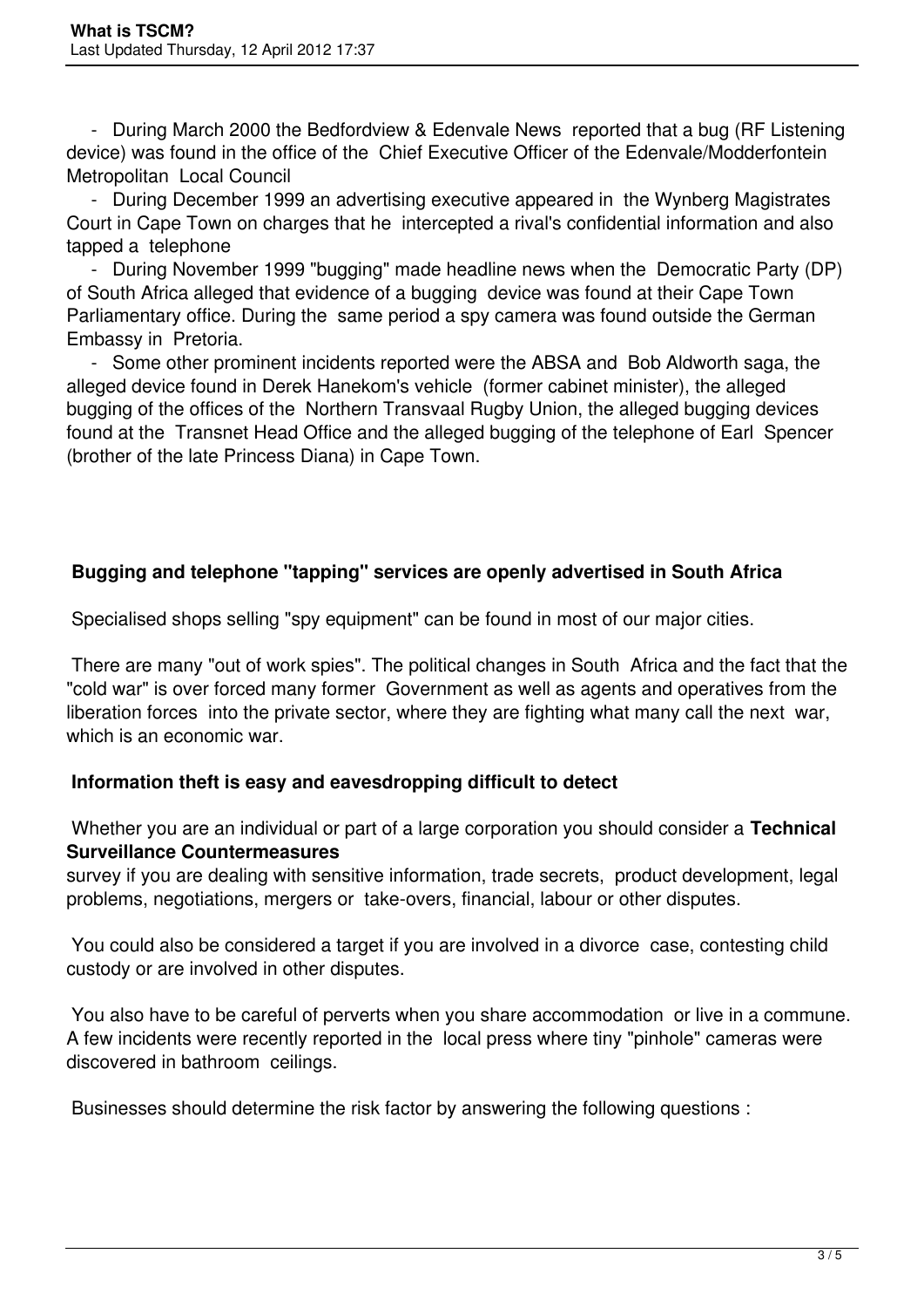- During March 2000 the Bedfordview & Edenvale News reported that a bug (RF Listening device) was found in the office of the Chief Executive Officer of the Edenvale/Modderfontein Metropolitan Local Council
- During December 1999 an advertising executive appeared in the Wynberg Magistrates Court in Cape Town on charges that he intercepted a rival's confidential information and also tapped a telephone
- During November 1999 "bugging" made headline news when the Democratic Party (DP) of South Africa alleged that evidence of a bugging device was found at their Cape Town Parliamentary office. During the same period a spy camera was found outside the German Embassy in Pretoria.
- Some other prominent incidents reported were the ABSA and Bob Aldworth saga, the alleged device found in Derek Hanekom's vehicle (former cabinet minister), the alleged bugging of the offices of the Northern Transvaal Rugby Union, the alleged bugging devices found at the Transnet Head Office and the alleged bugging of the telephone of Earl Spencer (brother of the late Princess Diana) in Cape Town.

**Bugging and telephone "tapping" services are openly advertised in South Africa**

Specialised shops selling "spy equipment" can be found in most of our major cities.

There are many "out of work spies". The political changes in South Africa and the fact that the "cold war" is over forced many former Government as well as agents and operatives from the liberation forces into the private sector, where they are fighting what many call the next war, which is an economic war.

**Information theft is easy and eavesdropping difficult to detect**

Whether you are an individual or part of a large corporation you should consider a **Technical Surveillance Countermeasures** survey if you are dealing with sensitive information, trade secrets, product development, legal problems, negotiations, mergers or take-overs, financial, labour or other disputes.

You could also be considered a target if you are involved in a divorce case, contesting child custody or are involved in other disputes.

You also have to be careful of perverts when you share accommodation or live in a commune. A few incidents were recently reported in the local press where tiny "pinhole" cameras were discovered in bathroom ceilings.

Businesses should determine the risk factor by answering the following questions :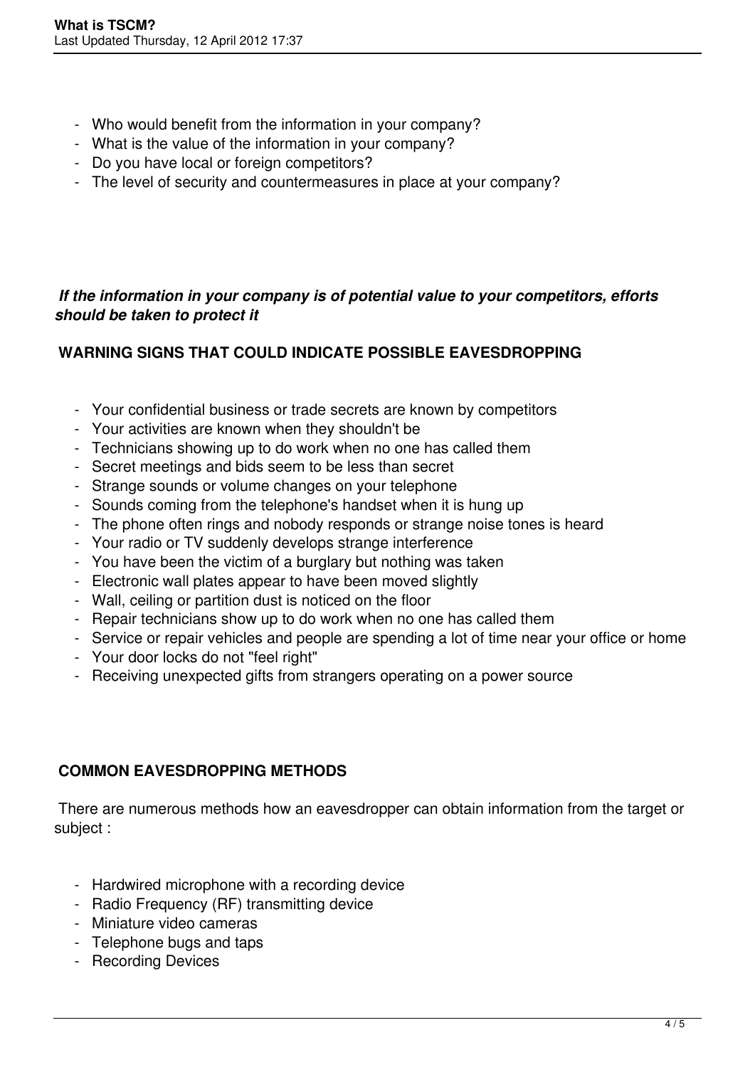- Who would benefit from the information in your company?
- What is the value of the information in your company?
- Do you have local or foreign competitors?
- The level of security and countermeasures in place at your company?

***If the information in your company is of potential value to your competitors, efforts should be taken to protect it***

**WARNING SIGNS THAT COULD INDICATE POSSIBLE EAVESDROPPING**

- Your confidential business or trade secrets are known by competitors
- Your activities are known when they shouldn't be
- Technicians showing up to do work when no one has called them
- Secret meetings and bids seem to be less than secret
- Strange sounds or volume changes on your telephone
- Sounds coming from the telephone's handset when it is hung up
- The phone often rings and nobody responds or strange noise tones is heard
- Your radio or TV suddenly develops strange interference
- You have been the victim of a burglary but nothing was taken
- Electronic wall plates appear to have been moved slightly
- Wall, ceiling or partition dust is noticed on the floor
- Repair technicians show up to do work when no one has called them
- Service or repair vehicles and people are spending a lot of time near your office or home
- Your door locks do not "feel right"
- Receiving unexpected gifts from strangers operating on a power source

**COMMON EAVESDROPPING METHODS**

There are numerous methods how an eavesdropper can obtain information from the target or subject :

- Hardwired microphone with a recording device
- Radio Frequency (RF) transmitting device
- Miniature video cameras
- Telephone bugs and taps
- Recording Devices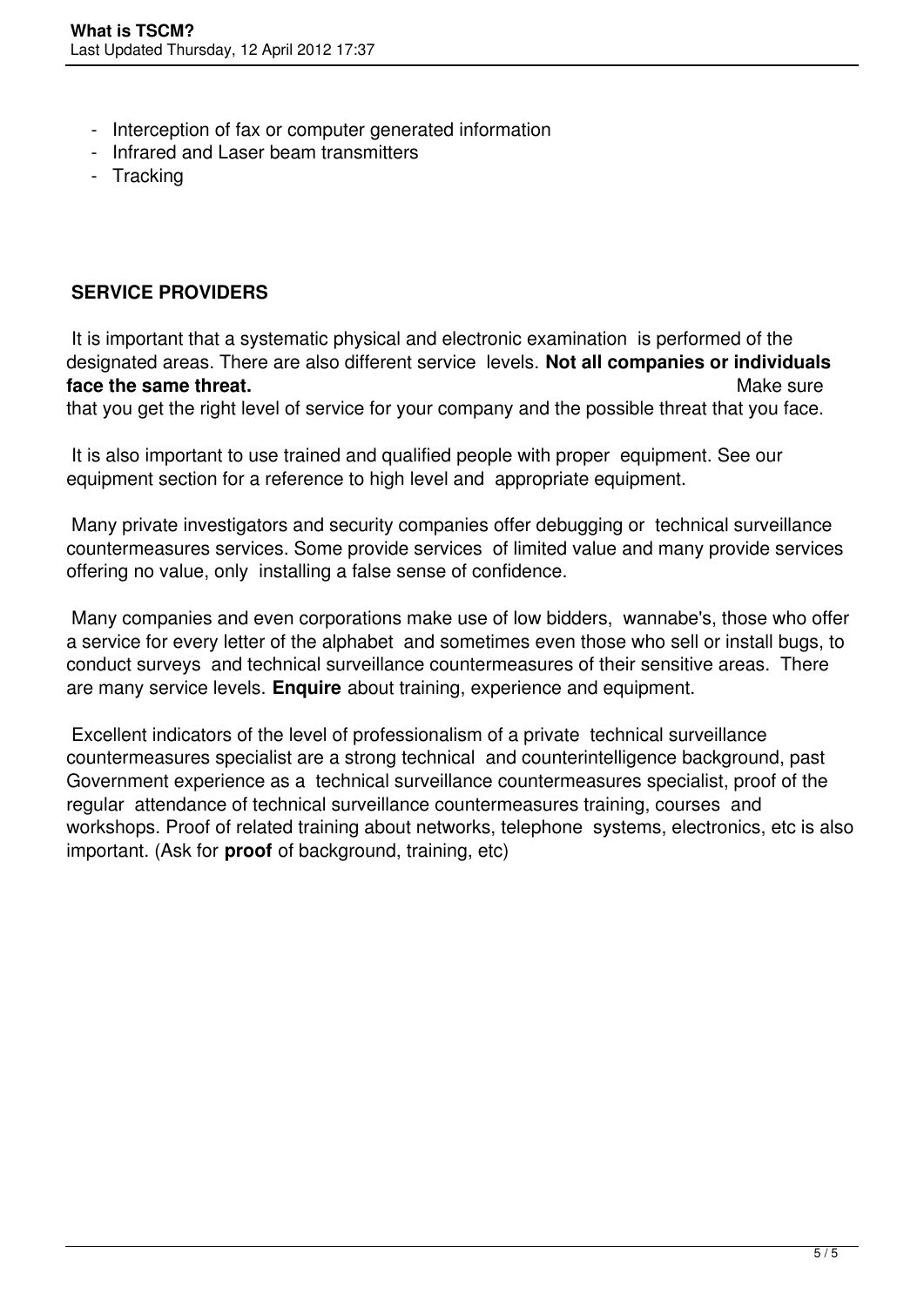- Interception of fax or computer generated information
- Infrared and Laser beam transmitters
- Tracking

**SERVICE PROVIDERS**

It is important that a systematic physical and electronic examination is performed of the designated areas. There are also different service levels. **Not all companies or individuals face the same threat.** Make sure that you get the right level of service for your company and the possible threat that you face.

It is also important to use trained and qualified people with proper equipment. See our equipment section for a reference to high level and appropriate equipment.

Many private investigators and security companies offer debugging or technical surveillance countermeasures services. Some provide services of limited value and many provide services offering no value, only installing a false sense of confidence.

Many companies and even corporations make use of low bidders, wannabe's, those who offer a service for every letter of the alphabet and sometimes even those who sell or install bugs, to conduct surveys and technical surveillance countermeasures of their sensitive areas. There are many service levels. **Enquire** about training, experience and equipment.

Excellent indicators of the level of professionalism of a private technical surveillance countermeasures specialist are a strong technical and counterintelligence background, past Government experience as a technical surveillance countermeasures specialist, proof of the regular attendance of technical surveillance countermeasures training, courses and workshops. Proof of related training about networks, telephone systems, electronics, etc is also important. (Ask for **proof** of background, training, etc)